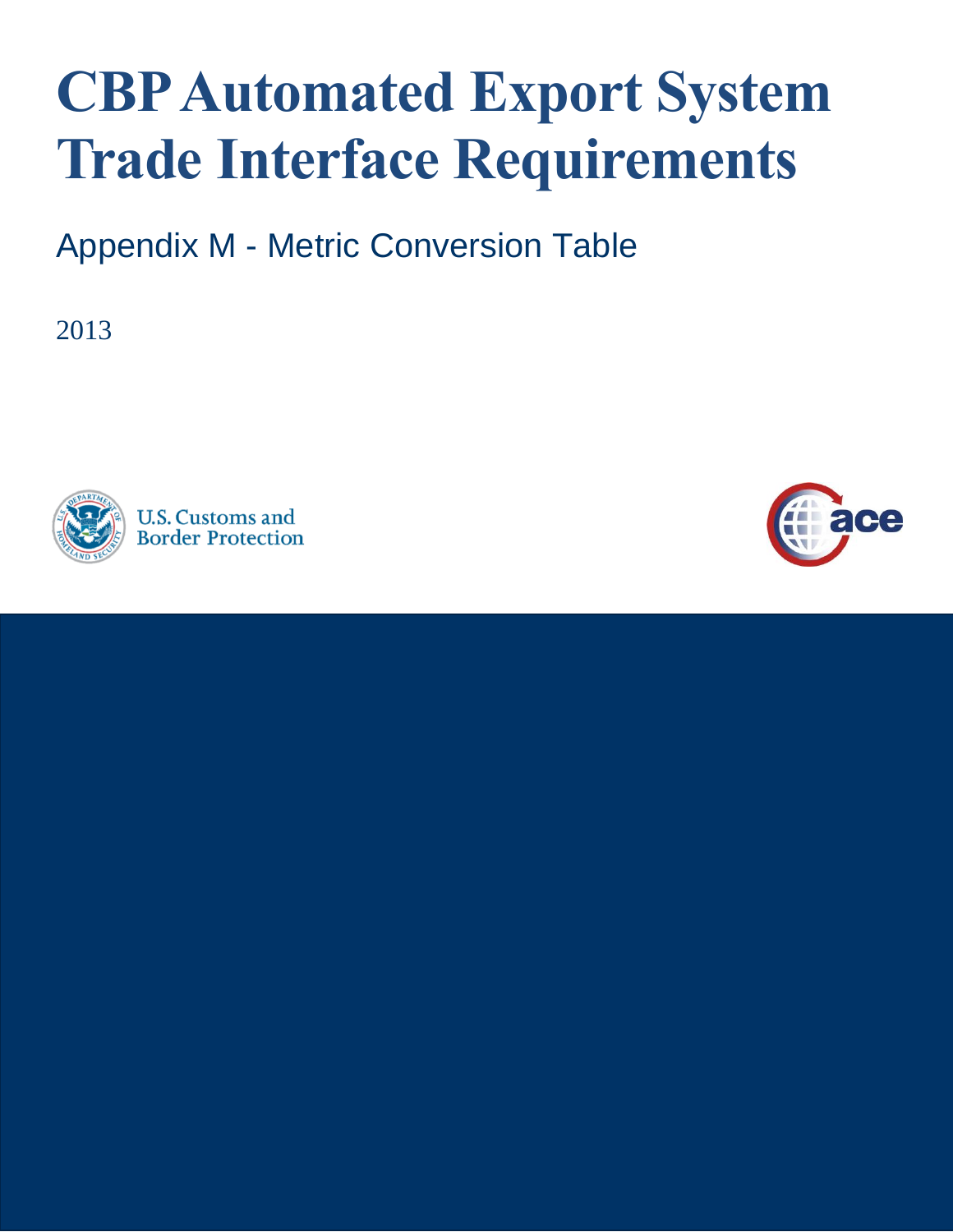# CBP Automated Export System Trade Interface Requirements

## Appendix M - Metric Conversion Table

2013

U.S. Customs and Border Protection

ace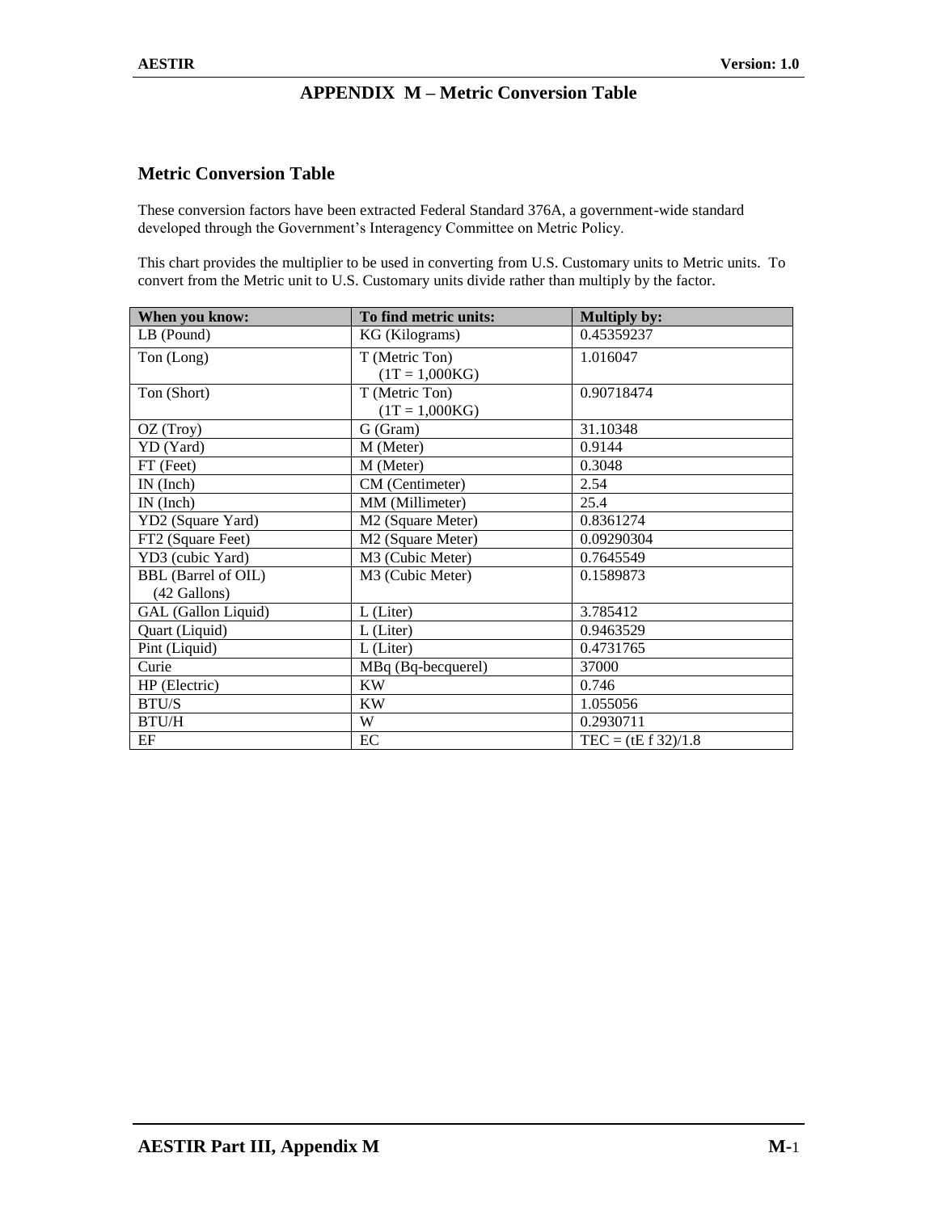# APPENDIX M – Metric Conversion Table

## Metric Conversion Table

These conversion factors have been extracted Federal Standard 376A, a government-wide standard developed through the Government's Interagency Committee on Metric Policy.

This chart provides the multiplier to be used in converting from U.S. Customary units to Metric units. To convert from the Metric unit to U.S. Customary units divide rather than multiply by the factor.

| When you know: | To find metric units: | Multiply by: |
|---|---|---|
| LB (Pound) | KG (Kilograms) | 0.45359237 |
| Ton (Long) | T (Metric Ton) (1T = 1,000KG) | 1.016047 |
| Ton (Short) | T (Metric Ton) (1T = 1,000KG) | 0.90718474 |
| OZ (Troy) | G (Gram) | 31.10348 |
| YD (Yard) | M (Meter) | 0.9144 |
| FT (Feet) | M (Meter) | 0.3048 |
| IN (Inch) | CM (Centimeter) | 2.54 |
| IN (Inch) | MM (Millimeter) | 25.4 |
| YD2 (Square Yard) | M2 (Square Meter) | 0.8361274 |
| FT2 (Square Feet) | M2 (Square Meter) | 0.09290304 |
| YD3 (cubic Yard) | M3 (Cubic Meter) | 0.7645549 |
| BBL (Barrel of OIL) (42 Gallons) | M3 (Cubic Meter) | 0.1589873 |
| GAL (Gallon Liquid) | L (Liter) | 3.785412 |
| Quart (Liquid) | L (Liter) | 0.9463529 |
| Pint (Liquid) | L (Liter) | 0.4731765 |
| Curie | MBq (Bq-becquerel) | 37000 |
| HP (Electric) | KW | 0.746 |
| BTU/S | KW | 1.055056 |
| BTU/H | W | 0.2930711 |
| EF | EC | TEC = (tE f 32)/1.8 |